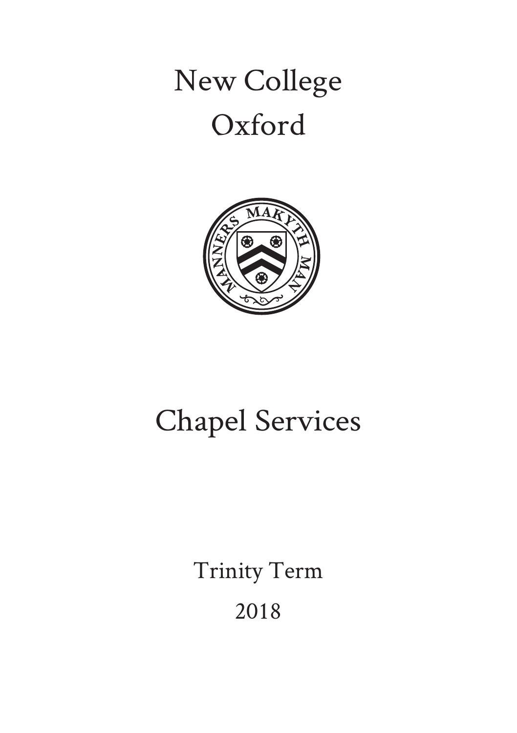# New College Oxford

# Chapel Services

Trinity Term

2018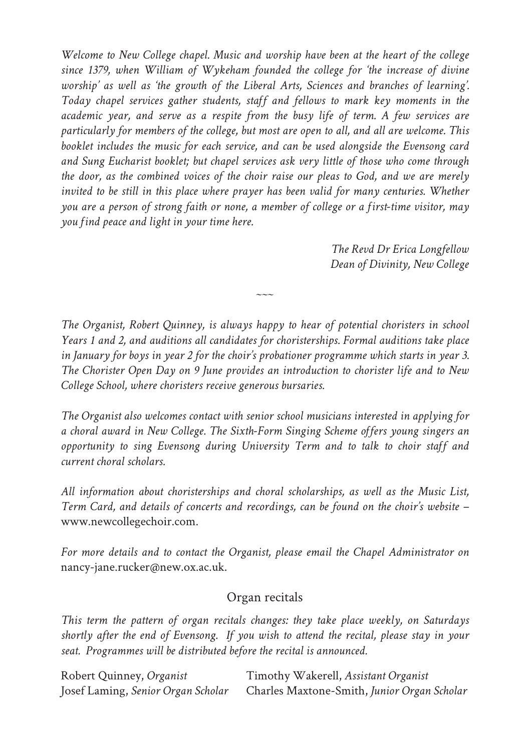*Welcome to New College chapel. Music and worship have been at the heart of the college since 1379, when William of Wykeham founded the college for 'the increase of divine worship' as well as 'the growth of the Liberal Arts, Sciences and branches of learning'. Today chapel services gather students, staff and fellows to mark key moments in the academic year, and serve as a respite from the busy life of term. A few services are particularly for members of the college, but most are open to all, and all are welcome. This booklet includes the music for each service, and can be used alongside the Evensong card and Sung Eucharist booklet; but chapel services ask very little of those who come through the door, as the combined voices of the choir raise our pleas to God, and we are merely invited to be still in this place where prayer has been valid for many centuries. Whether you are a person of strong faith or none, a member of college or a first-time visitor, may you find peace and light in your time here.*

*The Revd Dr Erica Longfellow*
*Dean of Divinity, New College*

~~~

*The Organist, Robert Quinney, is always happy to hear of potential choristers in school Years 1 and 2, and auditions all candidates for choristerships. Formal auditions take place in January for boys in year 2 for the choir's probationer programme which starts in year 3. The Chorister Open Day on 9 June provides an introduction to chorister life and to New College School, where choristers receive generous bursaries.*

*The Organist also welcomes contact with senior school musicians interested in applying for a choral award in New College. The Sixth-Form Singing Scheme offers young singers an opportunity to sing Evensong during University Term and to talk to choir staff and current choral scholars.*

*All information about choristerships and choral scholarships, as well as the Music List, Term Card, and details of concerts and recordings, can be found on the choir's website –* www.newcollegechoir.com.

*For more details and to contact the Organist, please email the Chapel Administrator on* nancy-jane.rucker@new.ox.ac.uk.

## Organ recitals

*This term the pattern of organ recitals changes: they take place weekly, on Saturdays shortly after the end of Evensong. If you wish to attend the recital, please stay in your seat. Programmes will be distributed before the recital is announced.*

Robert Quinney, *Organist*
Timothy Wakerell, *Assistant Organist*
Josef Laming, *Senior Organ Scholar*
Charles Maxtone-Smith, *Junior Organ Scholar*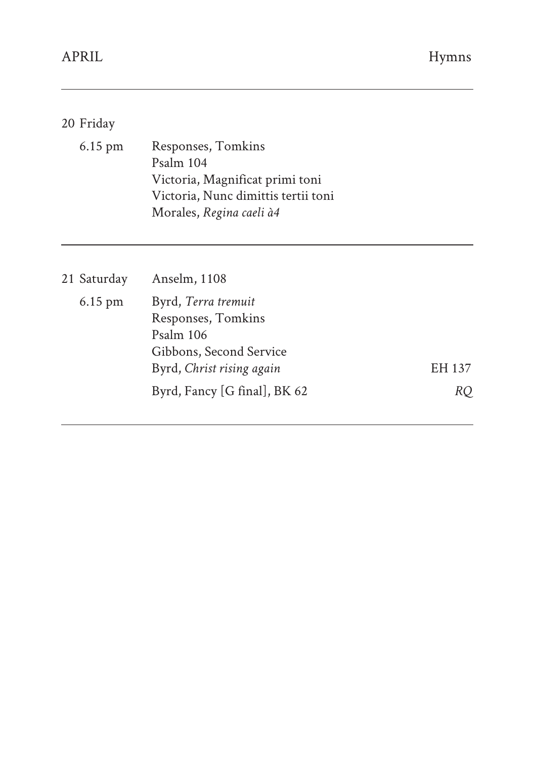## 20 Friday

| | | |
|---|---|---|
| 6.15 pm | Responses, Tomkins | |
| | Psalm 104 | |
| | Victoria, Magnificat primi toni | |
| | Victoria, Nunc dimittis tertii toni | |
| | Morales, *Regina caeli à4* | |

---

## 21 Saturday — Anselm, 1108

| | | Hymns |
|---|---|---|
| 6.15 pm | Byrd, *Terra tremuit* | |
| | Responses, Tomkins | |
| | Psalm 106 | |
| | Gibbons, Second Service | |
| | Byrd, *Christ rising again* | EH 137 |
| | Byrd, Fancy [G final], BK 62 | *RQ* |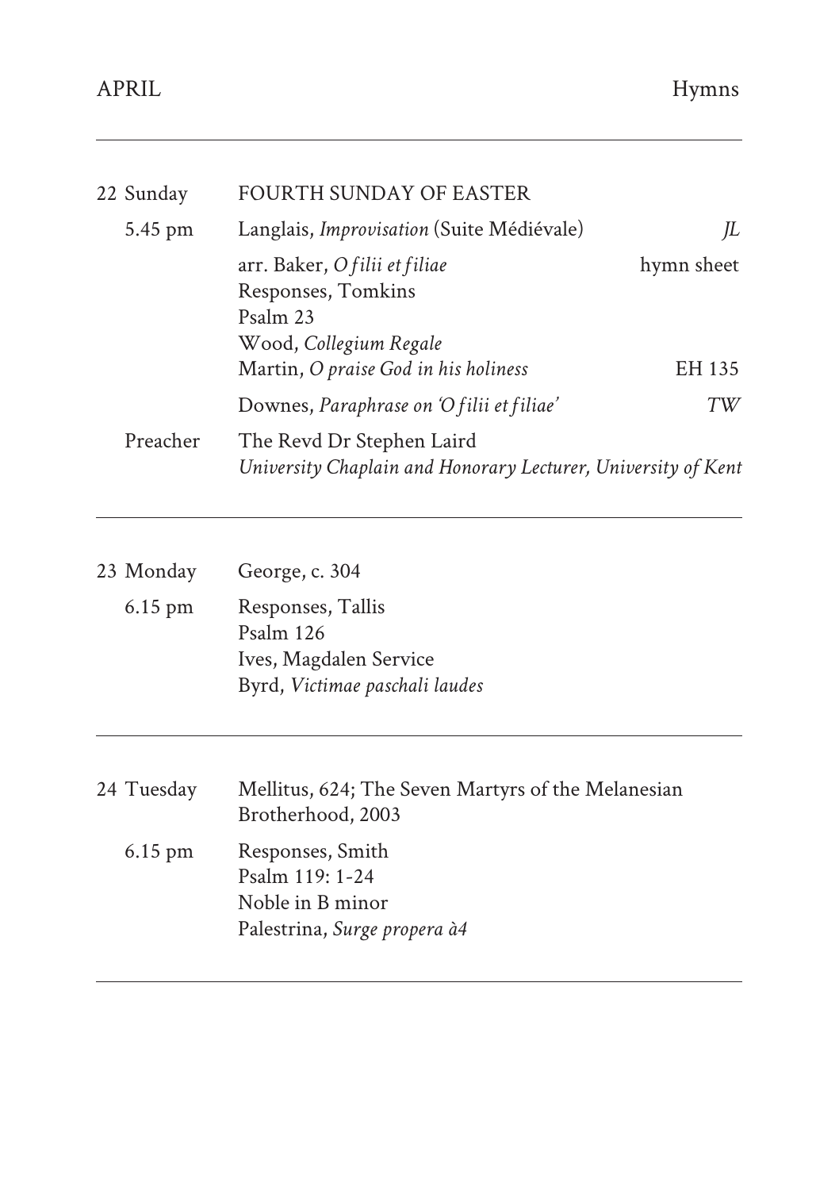| | | Hymns |
|---|---|---|
| 22 Sunday | FOURTH SUNDAY OF EASTER | |
| 5.45 pm | Langlais, *Improvisation* (Suite Médiévale) | *JL* |
| | arr. Baker, *O filii et filiae* | hymn sheet |
| | Responses, Tomkins | |
| | Psalm 23 | |
| | Wood, *Collegium Regale* | |
| | Martin, *O praise God in his holiness* | EH 135 |
| | Downes, *Paraphrase on 'O filii et filiae'* | *TW* |
| Preacher | The Revd Dr Stephen Laird<br>*University Chaplain and Honorary Lecturer, University of Kent* | |

| | | |
|---|---|---|
| 23 Monday | George, c. 304 | |
| 6.15 pm | Responses, Tallis | |
| | Psalm 126 | |
| | Ives, Magdalen Service | |
| | Byrd, *Victimae paschali laudes* | |

| | | |
|---|---|---|
| 24 Tuesday | Mellitus, 624; The Seven Martyrs of the Melanesian Brotherhood, 2003 | |
| 6.15 pm | Responses, Smith | |
| | Psalm 119: 1-24 | |
| | Noble in B minor | |
| | Palestrina, *Surge propera à4* | |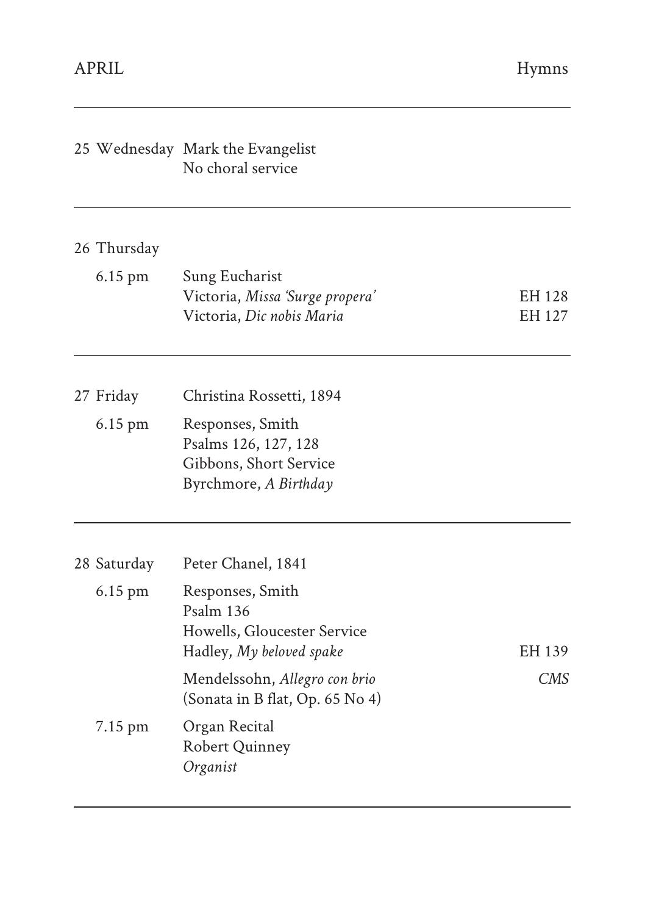| APRIL | | | Hymns |
|---|---|---|---|
| 25 Wednesday | | Mark the Evangelist<br>No choral service | |
| 26 Thursday | 6.15 pm | Sung Eucharist | |
| | | Victoria, *Missa 'Surge propera'* | EH 128 |
| | | Victoria, *Dic nobis Maria* | EH 127 |
| 27 Friday | | Christina Rossetti, 1894 | |
| | 6.15 pm | Responses, Smith<br>Psalms 126, 127, 128<br>Gibbons, Short Service<br>Byrchmore, *A Birthday* | |
| 28 Saturday | | Peter Chanel, 1841 | |
| | 6.15 pm | Responses, Smith<br>Psalm 136<br>Howells, Gloucester Service | |
| | | Hadley, *My beloved spake* | EH 139 |
| | | Mendelssohn, *Allegro con brio*<br>(Sonata in B flat, Op. 65 No 4) | *CMS* |
| | 7.15 pm | Organ Recital<br>Robert Quinney<br>*Organist* | |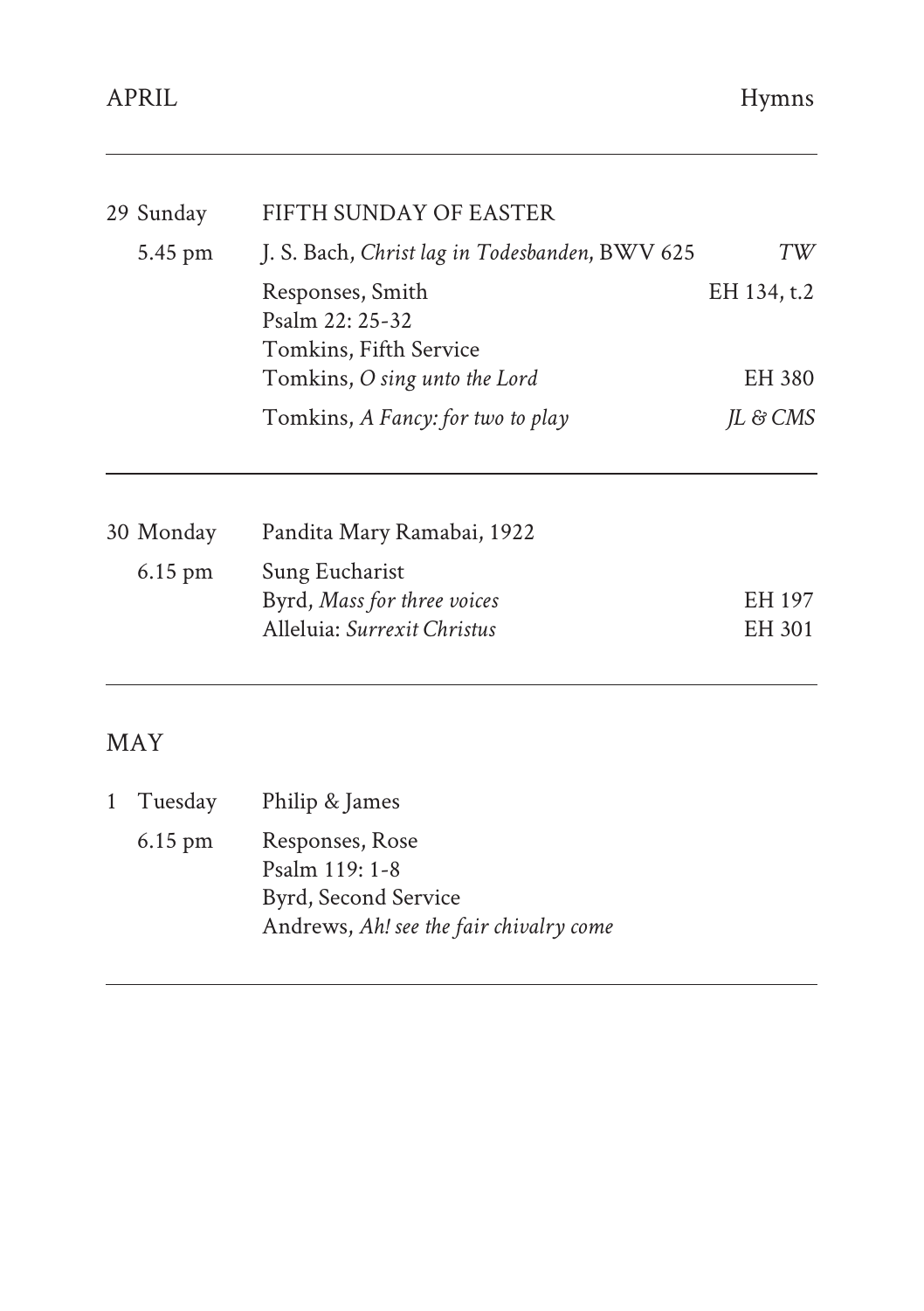| APRIL | | Hymns |
|---|---|---|
| 29 Sunday | FIFTH SUNDAY OF EASTER | |
| 5.45 pm | J. S. Bach, *Christ lag in Todesbanden*, BWV 625 | *TW* |
| | Responses, Smith | EH 134, t.2 |
| | Psalm 22: 25-32 | |
| | Tomkins, Fifth Service | |
| | Tomkins, *O sing unto the Lord* | EH 380 |
| | Tomkins, *A Fancy: for two to play* | *JL & CMS* |
| 30 Monday | Pandita Mary Ramabai, 1922 | |
| 6.15 pm | Sung Eucharist | |
| | Byrd, *Mass for three voices* | EH 197 |
| | Alleluia: *Surrexit Christus* | EH 301 |

## MAY

| | | |
|---|---|---|
| 1 Tuesday | Philip & James | |
| 6.15 pm | Responses, Rose | |
| | Psalm 119: 1-8 | |
| | Byrd, Second Service | |
| | Andrews, *Ah! see the fair chivalry come* | |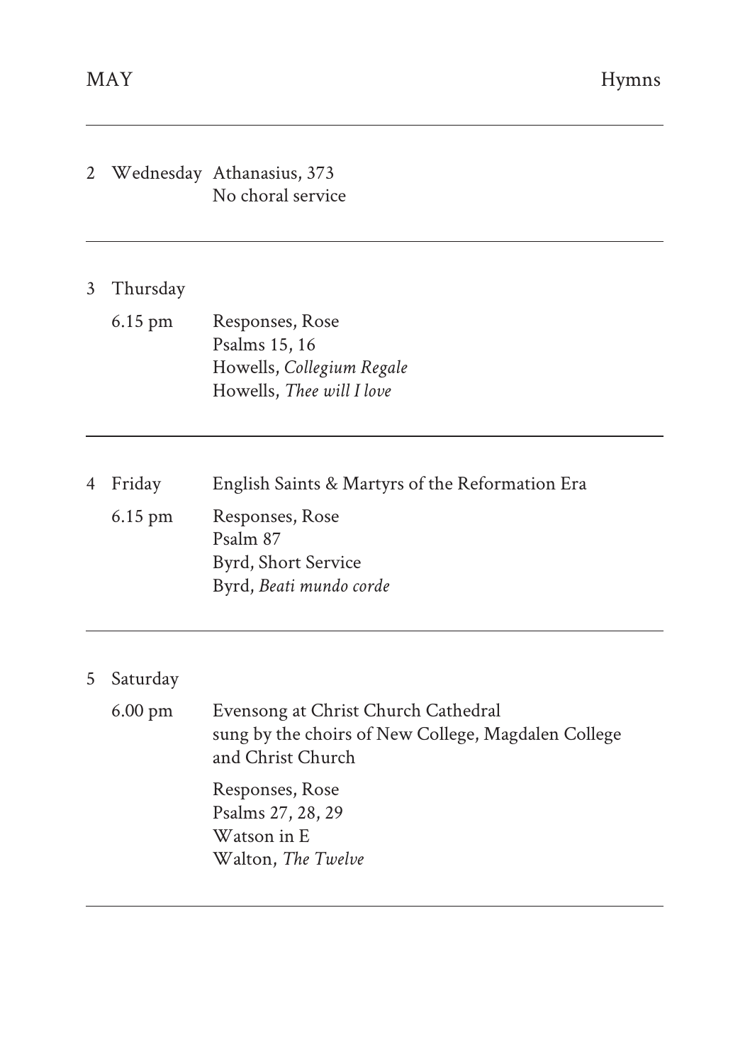MAY | Hymns

---

2 Wednesday Athanasius, 373
No choral service

---

3 Thursday

6.15 pm Responses, Rose
Psalms 15, 16
Howells, *Collegium Regale*
Howells, *Thee will I love*

---

4 Friday English Saints & Martyrs of the Reformation Era

6.15 pm Responses, Rose
Psalm 87
Byrd, Short Service
Byrd, *Beati mundo corde*

---

5 Saturday

6.00 pm Evensong at Christ Church Cathedral
sung by the choirs of New College, Magdalen College and Christ Church

Responses, Rose
Psalms 27, 28, 29
Watson in E
Walton, *The Twelve*

---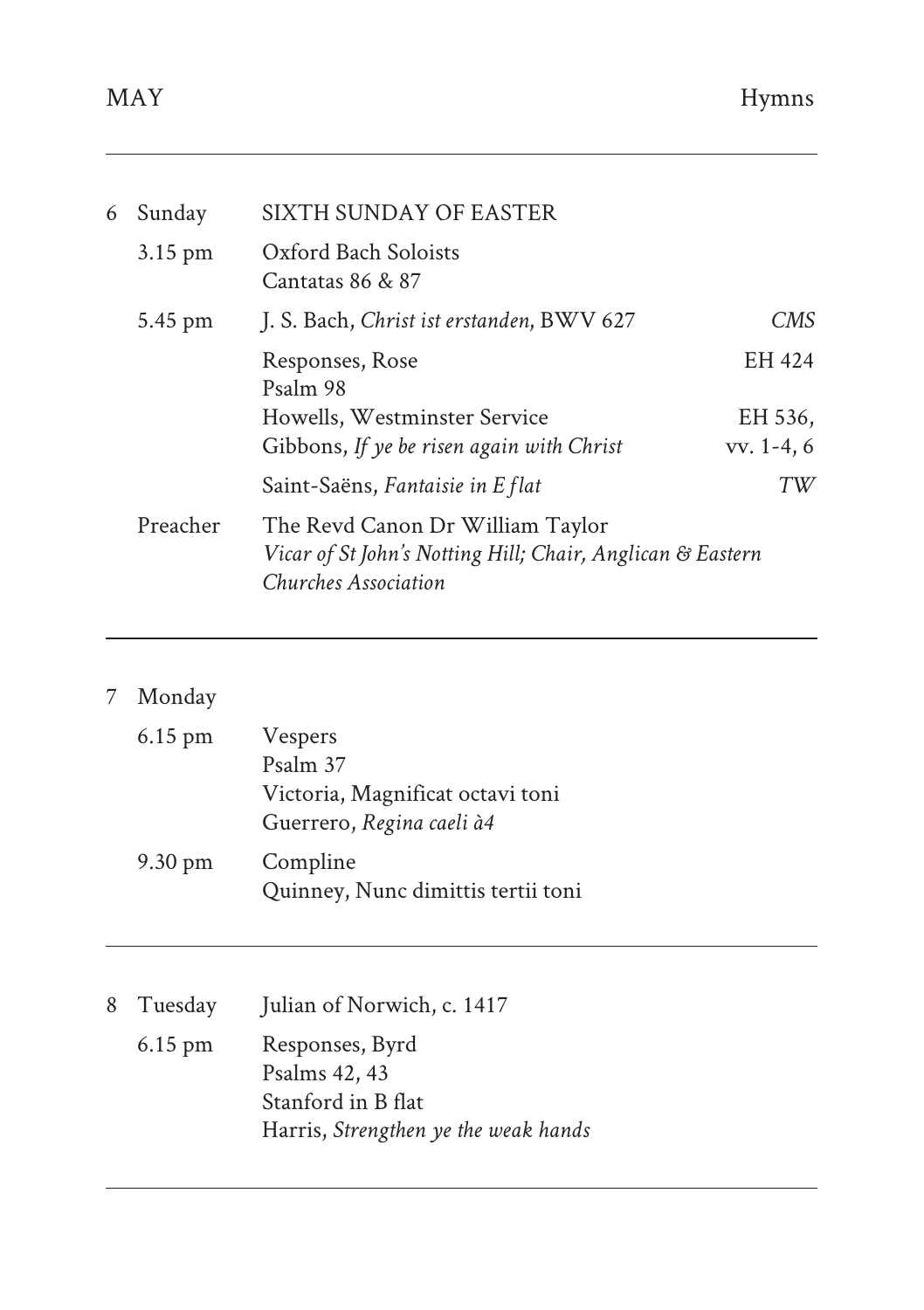| MAY | | | Hymns |
|---|---|---|---|
| 6 | Sunday | SIXTH SUNDAY OF EASTER | |
| | 3.15 pm | Oxford Bach Soloists<br>Cantatas 86 & 87 | |
| | 5.45 pm | J. S. Bach, *Christ ist erstanden*, BWV 627 | *CMS* |
| | | Responses, Rose<br>Psalm 98 | EH 424 |
| | | Howells, Westminster Service<br>Gibbons, *If ye be risen again with Christ* | EH 536,<br>vv. 1-4, 6 |
| | | Saint-Saëns, *Fantaisie in E flat* | *TW* |
| | Preacher | The Revd Canon Dr William Taylor<br>*Vicar of St John's Notting Hill; Chair, Anglican & Eastern Churches Association* | |
| 7 | Monday | | |
| | 6.15 pm | Vespers<br>Psalm 37<br>Victoria, Magnificat octavi toni<br>Guerrero, *Regina caeli à4* | |
| | 9.30 pm | Compline<br>Quinney, Nunc dimittis tertii toni | |
| 8 | Tuesday | Julian of Norwich, c. 1417 | |
| | 6.15 pm | Responses, Byrd<br>Psalms 42, 43<br>Stanford in B flat<br>Harris, *Strengthen ye the weak hands* | |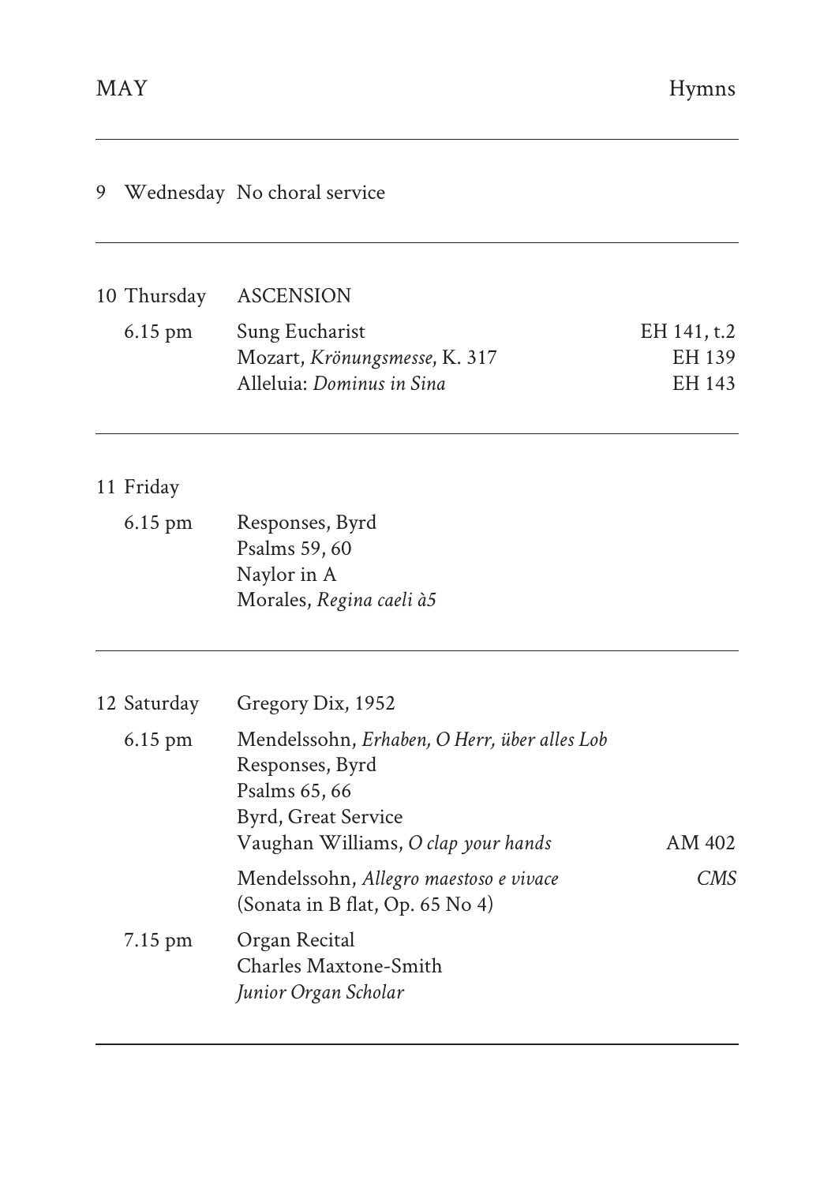| MAY | | Hymns |
|---|---|---|
| 9 Wednesday | No choral service | |
| 10 Thursday | ASCENSION | |
| 6.15 pm | Sung Eucharist | EH 141, t.2 |
| | Mozart, *Krönungsmesse*, K. 317 | EH 139 |
| | Alleluia: *Dominus in Sina* | EH 143 |
| 11 Friday | | |
| 6.15 pm | Responses, Byrd | |
| | Psalms 59, 60 | |
| | Naylor in A | |
| | Morales, *Regina caeli à5* | |
| 12 Saturday | Gregory Dix, 1952 | |
| 6.15 pm | Mendelssohn, *Erhaben, O Herr, über alles Lob* | |
| | Responses, Byrd | |
| | Psalms 65, 66 | |
| | Byrd, Great Service | |
| | Vaughan Williams, *O clap your hands* | AM 402 |
| | Mendelssohn, *Allegro maestoso e vivace* (Sonata in B flat, Op. 65 No 4) | *CMS* |
| 7.15 pm | Organ Recital | |
| | Charles Maxtone-Smith | |
| | *Junior Organ Scholar* | |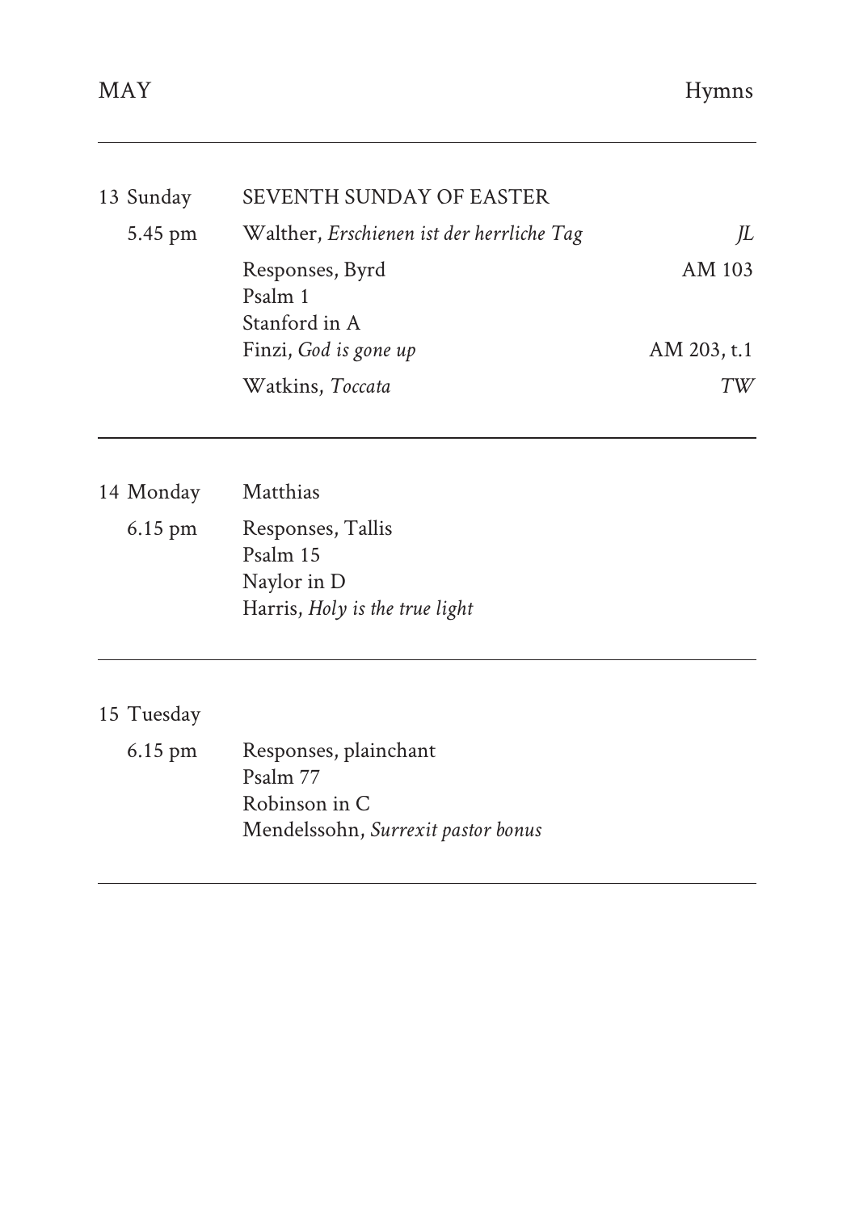| MAY | | Hymns |
|---|---|---|
| 13 Sunday | SEVENTH SUNDAY OF EASTER | |
| 5.45 pm | Walther, *Erschienen ist der herrliche Tag* | *JL* |
| | Responses, Byrd | AM 103 |
| | Psalm 1 | |
| | Stanford in A | |
| | Finzi, *God is gone up* | AM 203, t.1 |
| | Watkins, *Toccata* | *TW* |
| 14 Monday | Matthias | |
| 6.15 pm | Responses, Tallis | |
| | Psalm 15 | |
| | Naylor in D | |
| | Harris, *Holy is the true light* | |
| 15 Tuesday | | |
| 6.15 pm | Responses, plainchant | |
| | Psalm 77 | |
| | Robinson in C | |
| | Mendelssohn, *Surrexit pastor bonus* | |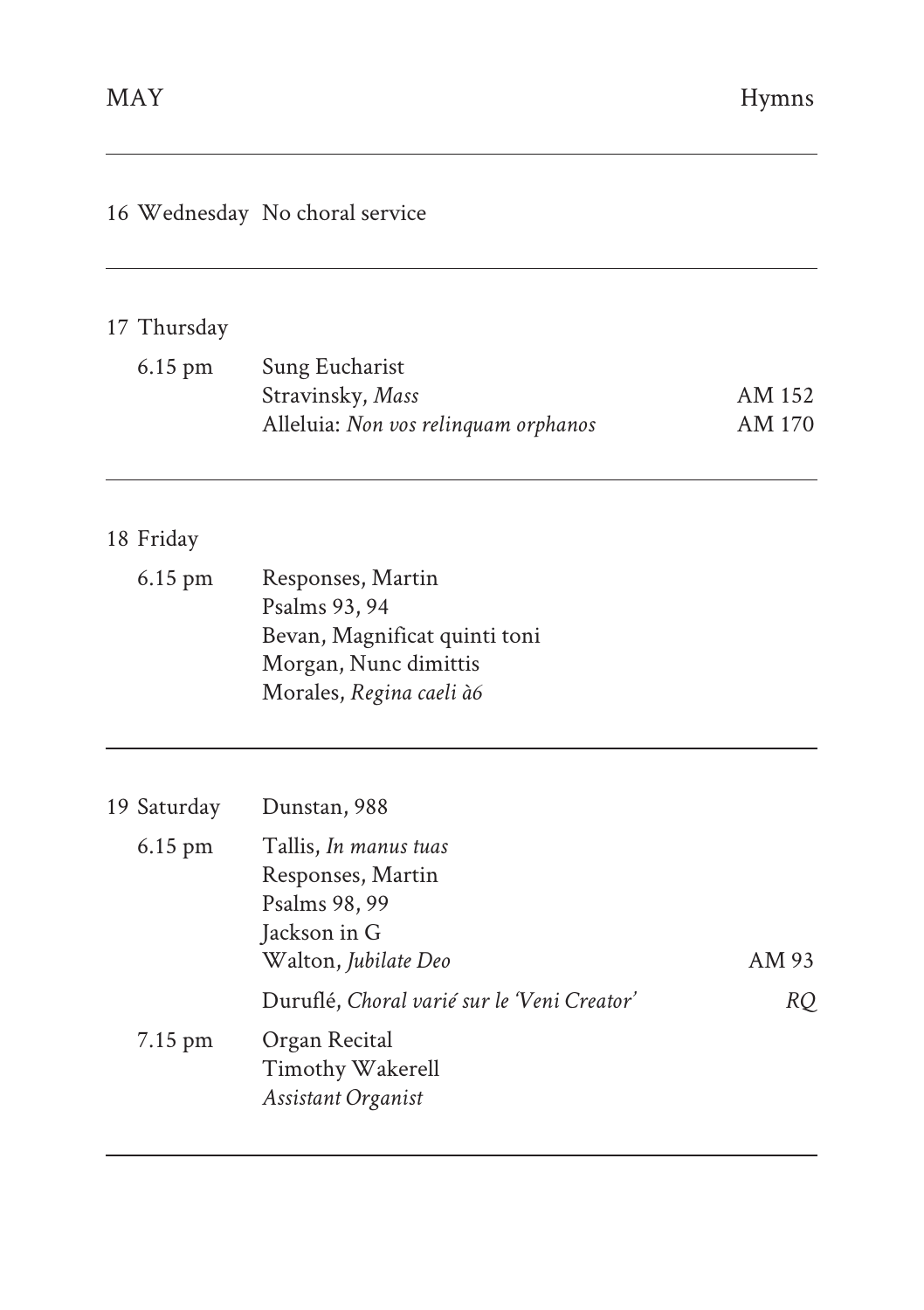| MAY | | Hymns |
| --- | --- | --- |
| 16 Wednesday | No choral service | |
| 17 Thursday | | |
| 6.15 pm | Sung Eucharist | |
| | Stravinsky, *Mass* | AM 152 |
| | Alleluia: *Non vos relinquam orphanos* | AM 170 |
| 18 Friday | | |
| 6.15 pm | Responses, Martin | |
| | Psalms 93, 94 | |
| | Bevan, Magnificat quinti toni | |
| | Morgan, Nunc dimittis | |
| | Morales, *Regina caeli à6* | |
| 19 Saturday | Dunstan, 988 | |
| 6.15 pm | Tallis, *In manus tuas* | |
| | Responses, Martin | |
| | Psalms 98, 99 | |
| | Jackson in G | |
| | Walton, *Jubilate Deo* | AM 93 |
| | Duruflé, *Choral varié sur le 'Veni Creator'* | *RQ* |
| 7.15 pm | Organ Recital | |
| | Timothy Wakerell | |
| | *Assistant Organist* | |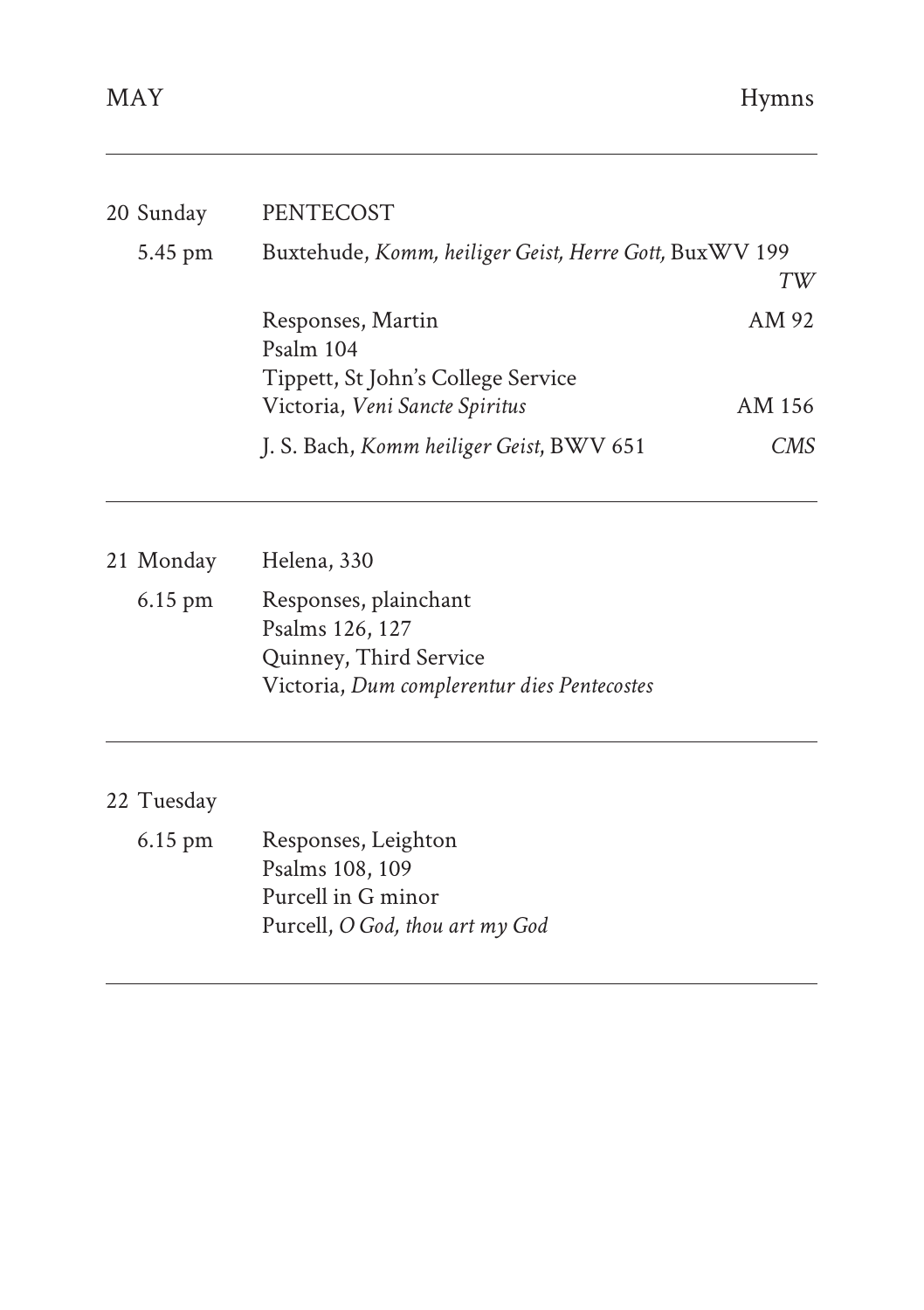| | | Hymns |
|---|---|---|
| **20 Sunday** | **PENTECOST** | |
| 5.45 pm | Buxtehude, *Komm, heiliger Geist, Herre Gott,* BuxWV 199 | *TW* |
| | Responses, Martin | AM 92 |
| | Psalm 104 | |
| | Tippett, St John's College Service | |
| | Victoria, *Veni Sancte Spiritus* | AM 156 |
| | J. S. Bach, *Komm heiliger Geist*, BWV 651 | *CMS* |
| **21 Monday** | Helena, 330 | |
| 6.15 pm | Responses, plainchant | |
| | Psalms 126, 127 | |
| | Quinney, Third Service | |
| | Victoria, *Dum complerentur dies Pentecostes* | |
| **22 Tuesday** | | |
| 6.15 pm | Responses, Leighton | |
| | Psalms 108, 109 | |
| | Purcell in G minor | |
| | Purcell, *O God, thou art my God* | |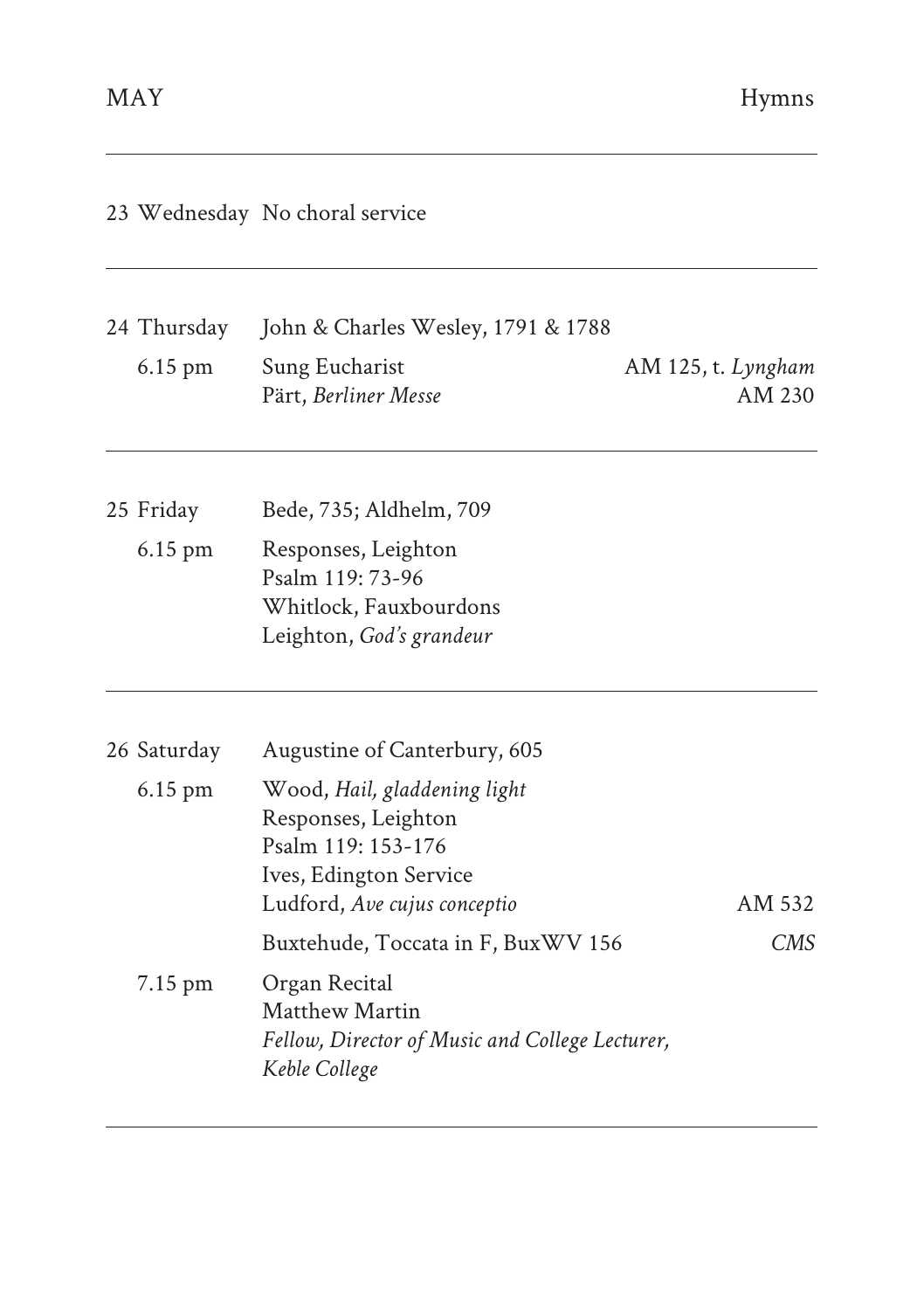| MAY | | Hymns |
|---|---|---|
| 23 Wednesday | No choral service | |
| 24 Thursday | John & Charles Wesley, 1791 & 1788 | |
| 6.15 pm | Sung Eucharist | AM 125, t. *Lyngham* |
| | Pärt, *Berliner Messe* | AM 230 |
| 25 Friday | Bede, 735; Aldhelm, 709 | |
| 6.15 pm | Responses, Leighton | |
| | Psalm 119: 73-96 | |
| | Whitlock, Fauxbourdons | |
| | Leighton, *God's grandeur* | |
| 26 Saturday | Augustine of Canterbury, 605 | |
| 6.15 pm | Wood, *Hail, gladdening light* | |
| | Responses, Leighton | |
| | Psalm 119: 153-176 | |
| | Ives, Edington Service | |
| | Ludford, *Ave cujus conceptio* | AM 532 |
| | Buxtehude, Toccata in F, BuxWV 156 | *CMS* |
| 7.15 pm | Organ Recital | |
| | Matthew Martin | |
| | *Fellow, Director of Music and College Lecturer, Keble College* | |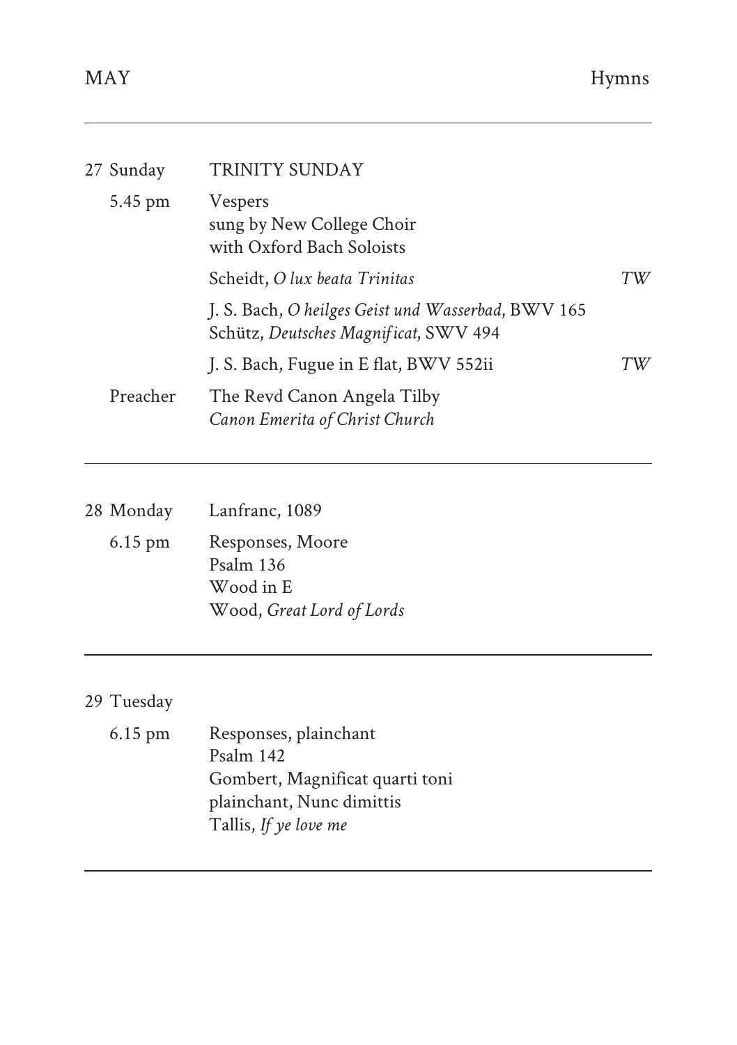| | | |
|---|---|---|
| 27 Sunday | TRINITY SUNDAY | |
| 5.45 pm | Vespers<br>sung by New College Choir<br>with Oxford Bach Soloists | |
| | Scheidt, *O lux beata Trinitas* | *TW* |
| | J. S. Bach, *O heilges Geist und Wasserbad*, BWV 165<br>Schütz, *Deutsches Magnificat*, SWV 494 | |
| | J. S. Bach, Fugue in E flat, BWV 552ii | *TW* |
| Preacher | The Revd Canon Angela Tilby<br>*Canon Emerita of Christ Church* | |

| | |
|---|---|
| 28 Monday | Lanfranc, 1089 |
| 6.15 pm | Responses, Moore<br>Psalm 136<br>Wood in E<br>Wood, *Great Lord of Lords* |

| | |
|---|---|
| 29 Tuesday | |
| 6.15 pm | Responses, plainchant<br>Psalm 142<br>Gombert, Magnificat quarti toni<br>plainchant, Nunc dimittis<br>Tallis, *If ye love me* |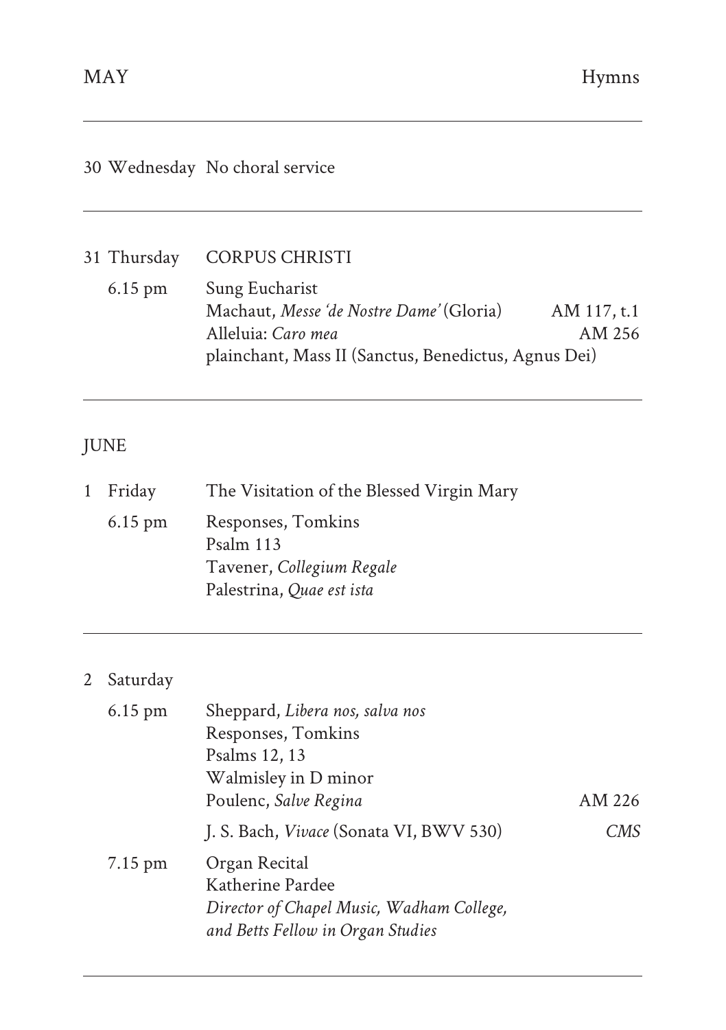| MAY | | | Hymns |
|---|---|---|---|
| 30 | Wednesday | No choral service | |
| 31 | Thursday | CORPUS CHRISTI | |
| | 6.15 pm | Sung Eucharist | |
| | | Machaut, *Messe 'de Nostre Dame'* (Gloria) | AM 117, t.1 |
| | | Alleluia: *Caro mea* | AM 256 |
| | | plainchant, Mass II (Sanctus, Benedictus, Agnus Dei) | |

## JUNE

| | | | |
|---|---|---|---|
| 1 | Friday | The Visitation of the Blessed Virgin Mary | |
| | 6.15 pm | Responses, Tomkins | |
| | | Psalm 113 | |
| | | Tavener, *Collegium Regale* | |
| | | Palestrina, *Quae est ista* | |
| 2 | Saturday | | |
| | 6.15 pm | Sheppard, *Libera nos, salva nos* | |
| | | Responses, Tomkins | |
| | | Psalms 12, 13 | |
| | | Walmisley in D minor | |
| | | Poulenc, *Salve Regina* | AM 226 |
| | | J. S. Bach, *Vivace* (Sonata VI, BWV 530) | *CMS* |
| | 7.15 pm | Organ Recital | |
| | | Katherine Pardee | |
| | | *Director of Chapel Music, Wadham College, and Betts Fellow in Organ Studies* | |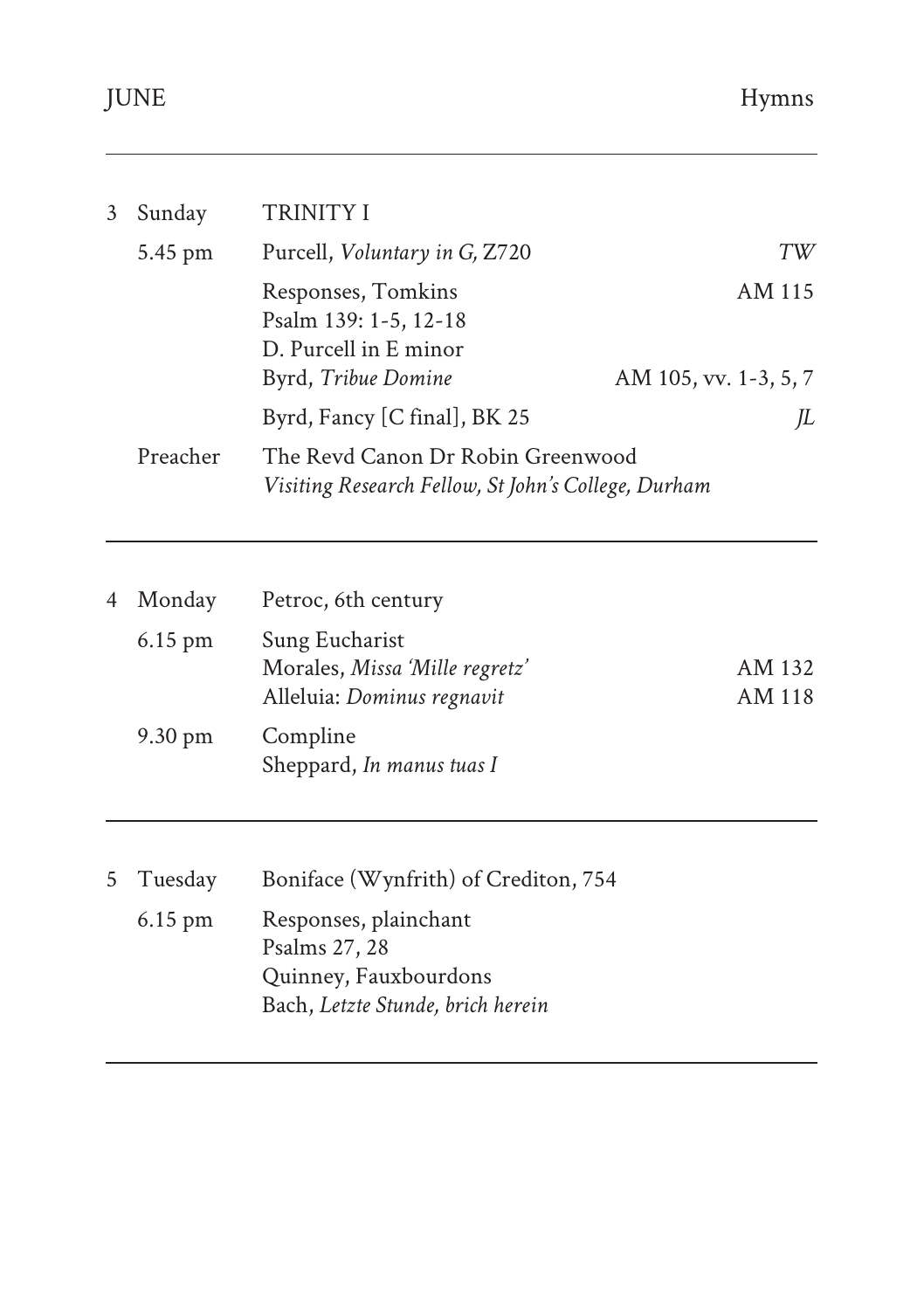| JUNE | | | Hymns |
|---|---|---|---|
| 3 | Sunday | TRINITY I | |
| | 5.45 pm | Purcell, *Voluntary in G,* Z720 | *TW* |
| | | Responses, Tomkins<br>Psalm 139: 1-5, 12-18<br>D. Purcell in E minor<br>Byrd, *Tribue Domine* | AM 115<br><br><br>AM 105, vv. 1-3, 5, 7 |
| | | Byrd, Fancy [C final], BK 25 | *JL* |
| | Preacher | The Revd Canon Dr Robin Greenwood<br>*Visiting Research Fellow, St John's College, Durham* | |
| 4 | Monday | Petroc, 6th century | |
| | 6.15 pm | Sung Eucharist<br>Morales, *Missa 'Mille regretz'*<br>Alleluia: *Dominus regnavit* | <br>AM 132<br>AM 118 |
| | 9.30 pm | Compline<br>Sheppard, *In manus tuas I* | |
| 5 | Tuesday | Boniface (Wynfrith) of Crediton, 754 | |
| | 6.15 pm | Responses, plainchant<br>Psalms 27, 28<br>Quinney, Fauxbourdons<br>Bach, *Letzte Stunde, brich herein* | |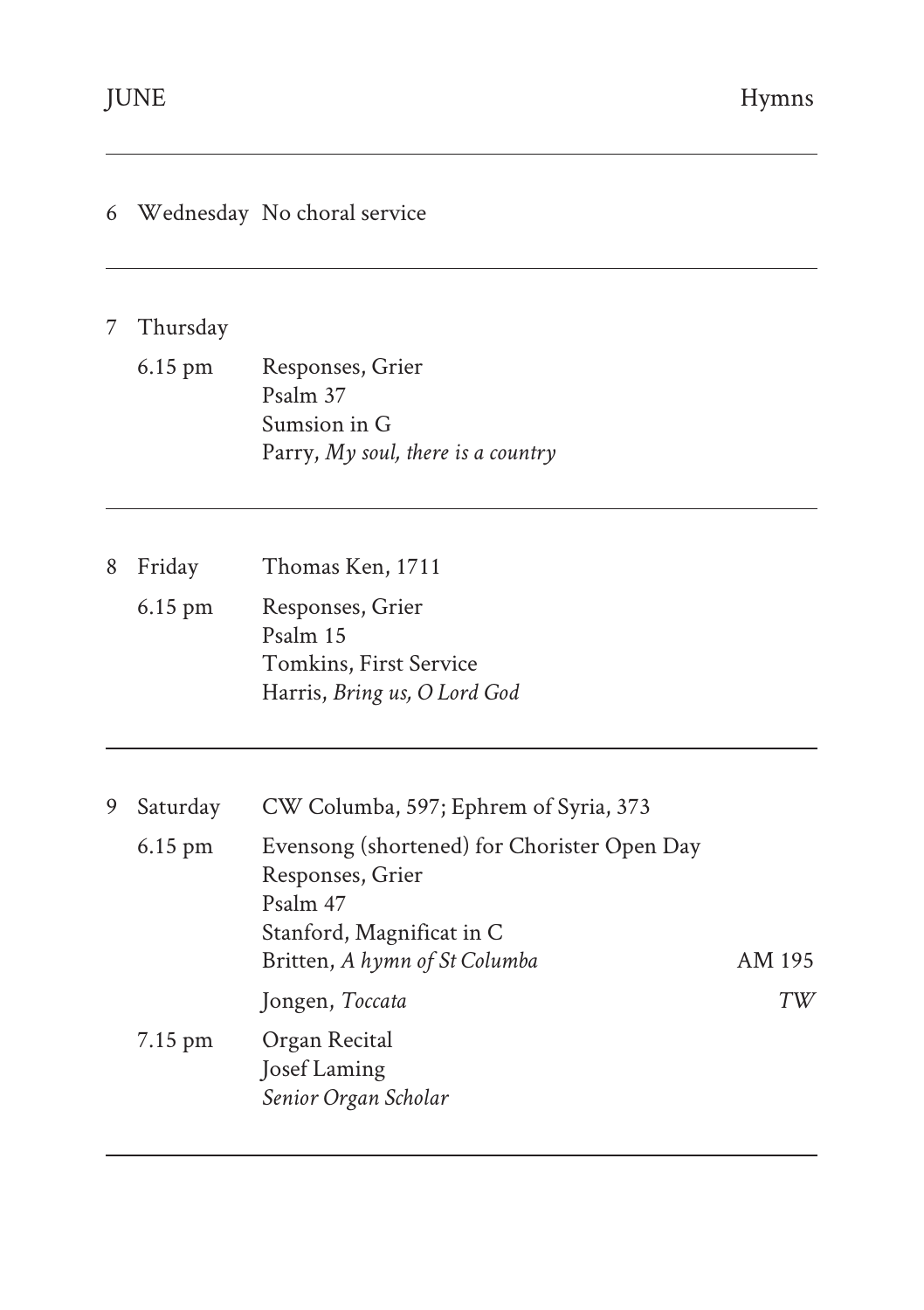| JUNE | | | Hymns |
|---|---|---|---|
| 6 | Wednesday | No choral service | |
| 7 | Thursday | | |
| | 6.15 pm | Responses, Grier<br>Psalm 37<br>Sumsion in G<br>Parry, *My soul, there is a country* | |
| 8 | Friday | Thomas Ken, 1711 | |
| | 6.15 pm | Responses, Grier<br>Psalm 15<br>Tomkins, First Service<br>Harris, *Bring us, O Lord God* | |
| 9 | Saturday | CW Columba, 597; Ephrem of Syria, 373 | |
| | 6.15 pm | Evensong (shortened) for Chorister Open Day<br>Responses, Grier<br>Psalm 47<br>Stanford, Magnificat in C<br>Britten, *A hymn of St Columba* | AM 195 |
| | | Jongen, *Toccata* | *TW* |
| | 7.15 pm | Organ Recital<br>Josef Laming<br>*Senior Organ Scholar* | |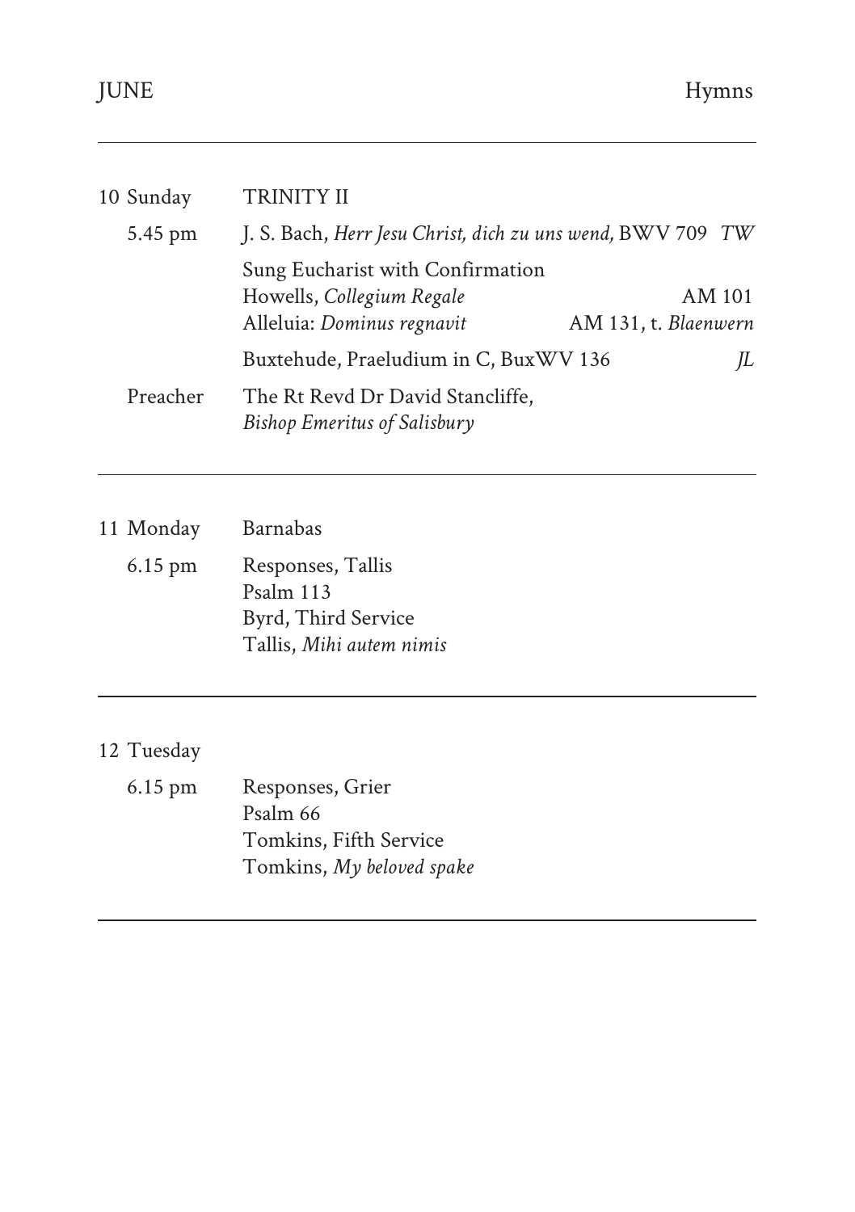| | | |
|---|---|---|
| 10 Sunday | TRINITY II | |
| 5.45 pm | J. S. Bach, *Herr Jesu Christ, dich zu uns wend,* BWV 709 | *TW* |
| | Sung Eucharist with Confirmation | |
| | Howells, *Collegium Regale* | AM 101 |
| | Alleluia: *Dominus regnavit* | AM 131, t. *Blaenwern* |
| | Buxtehude, Praeludium in C, BuxWV 136 | *JL* |
| Preacher | The Rt Revd Dr David Stancliffe, *Bishop Emeritus of Salisbury* | |

| | |
|---|---|
| 11 Monday | Barnabas |
| 6.15 pm | Responses, Tallis<br>Psalm 113<br>Byrd, Third Service<br>Tallis, *Mihi autem nimis* |

| | |
|---|---|
| 12 Tuesday | |
| 6.15 pm | Responses, Grier<br>Psalm 66<br>Tomkins, Fifth Service<br>Tomkins, *My beloved spake* |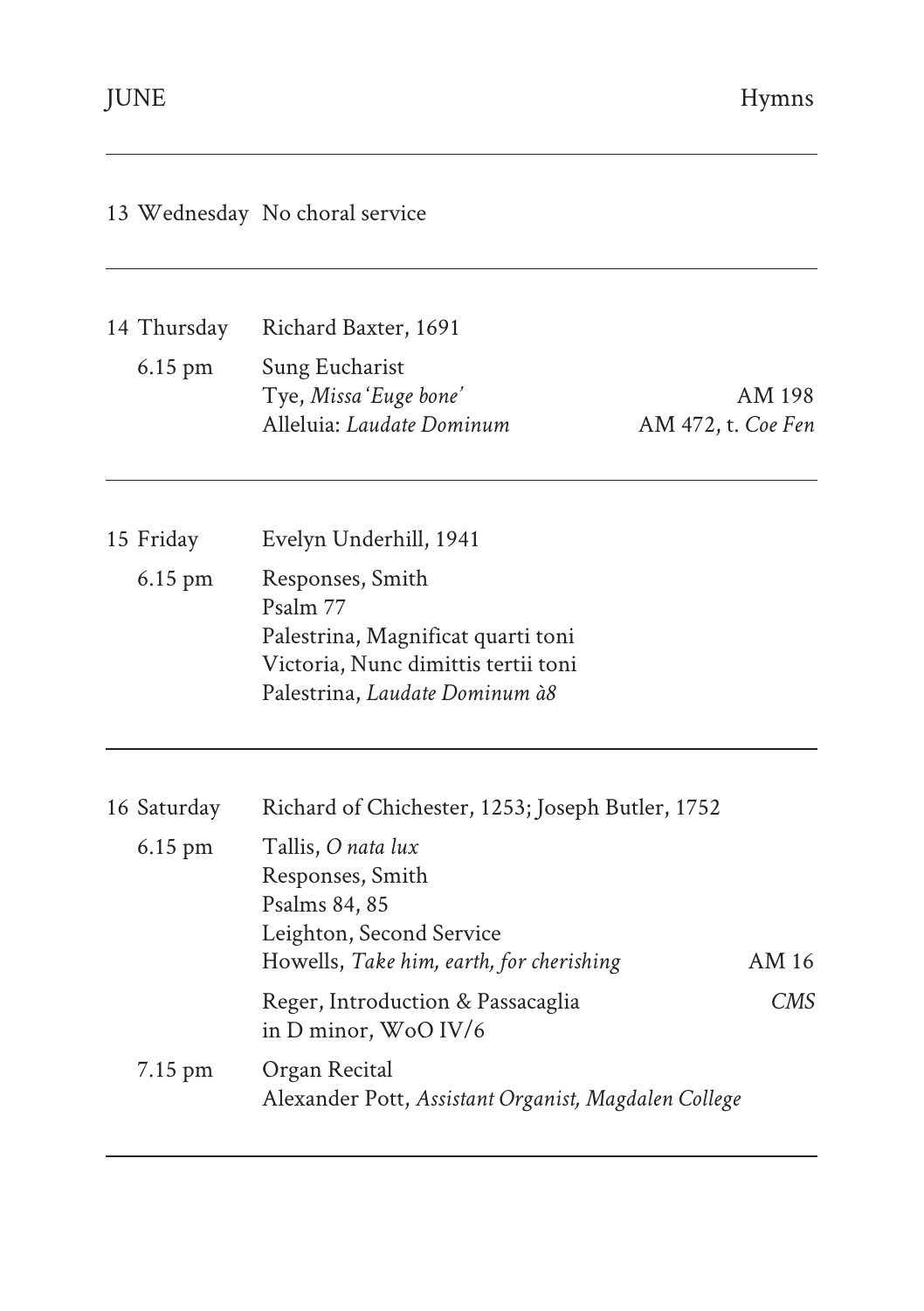| JUNE | | Hymns |
|---|---|---|
| 13 Wednesday | No choral service | |
| 14 Thursday | Richard Baxter, 1691 | |
| 6.15 pm | Sung Eucharist | |
| | Tye, *Missa 'Euge bone'* | AM 198 |
| | Alleluia: *Laudate Dominum* | AM 472, t. *Coe Fen* |
| 15 Friday | Evelyn Underhill, 1941 | |
| 6.15 pm | Responses, Smith | |
| | Psalm 77 | |
| | Palestrina, Magnificat quarti toni | |
| | Victoria, Nunc dimittis tertii toni | |
| | Palestrina, *Laudate Dominum à8* | |
| 16 Saturday | Richard of Chichester, 1253; Joseph Butler, 1752 | |
| 6.15 pm | Tallis, *O nata lux* | |
| | Responses, Smith | |
| | Psalms 84, 85 | |
| | Leighton, Second Service | |
| | Howells, *Take him, earth, for cherishing* | AM 16 |
| | Reger, Introduction & Passacaglia in D minor, WoO IV/6 | *CMS* |
| 7.15 pm | Organ Recital | |
| | Alexander Pott, *Assistant Organist, Magdalen College* | |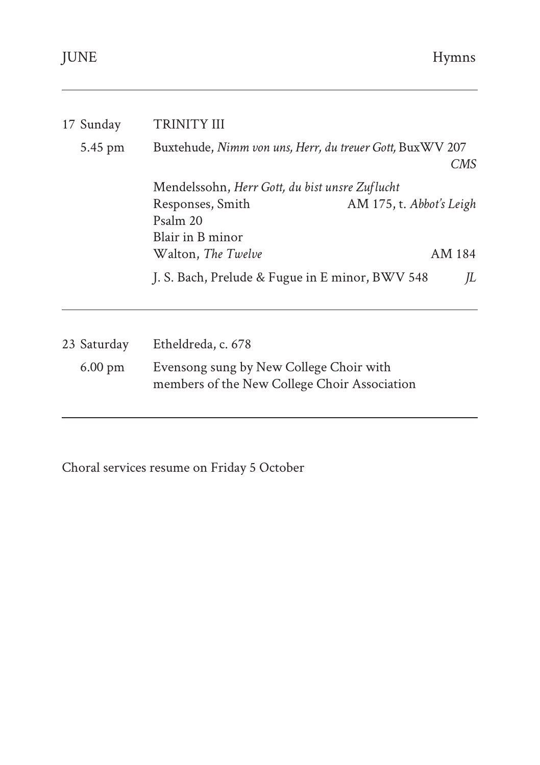JUNE | Hymns

| | | |
|---|---|---|
| 17 Sunday | TRINITY III | |
| 5.45 pm | Buxtehude, *Nimm von uns, Herr, du treuer Gott,* BuxWV 207 | *CMS* |
| | Mendelssohn, *Herr Gott, du bist unsre Zuflucht* | |
| | Responses, Smith | AM 175, t. *Abbot's Leigh* |
| | Psalm 20 | |
| | Blair in B minor | |
| | Walton, *The Twelve* | AM 184 |
| | J. S. Bach, Prelude & Fugue in E minor, BWV 548 | *JL* |

| | | |
|---|---|---|
| 23 Saturday | Etheldreda, c. 678 | |
| 6.00 pm | Evensong sung by New College Choir with members of the New College Choir Association | |

Choral services resume on Friday 5 October